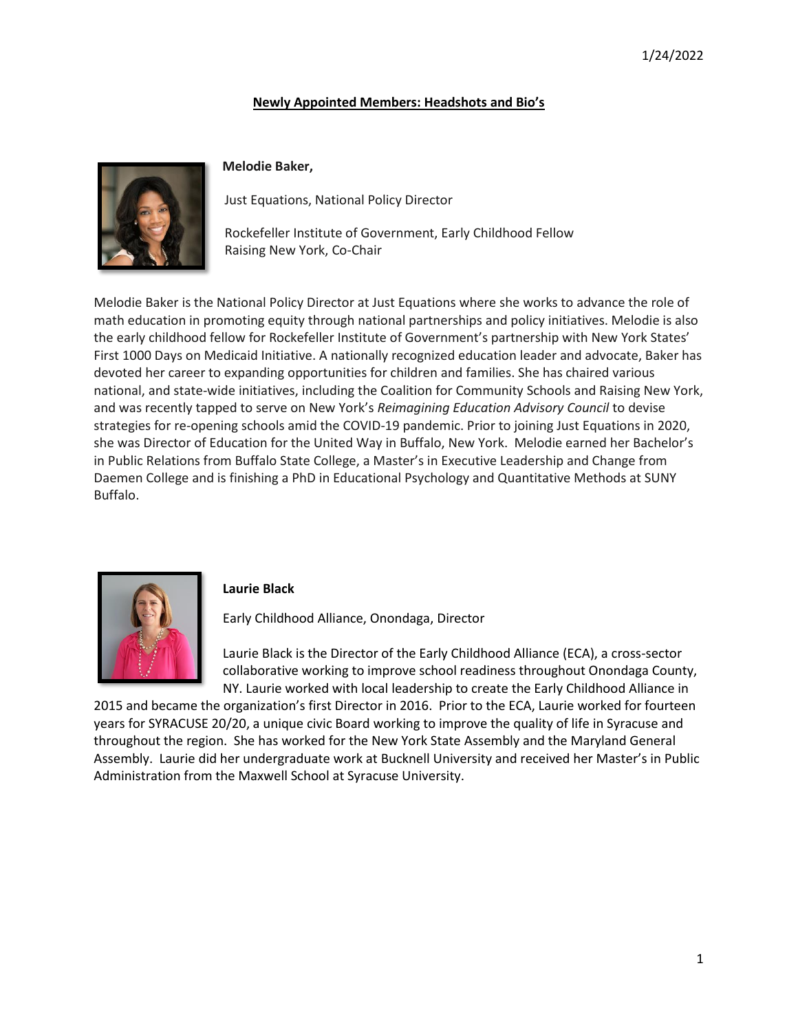1/24/2022

## Newly Appointed Members: Headshots and Bio's

**Melodie Baker,**

Just Equations, National Policy Director

Rockefeller Institute of Government, Early Childhood Fellow
Raising New York, Co-Chair

Melodie Baker is the National Policy Director at Just Equations where she works to advance the role of math education in promoting equity through national partnerships and policy initiatives. Melodie is also the early childhood fellow for Rockefeller Institute of Government's partnership with New York States' First 1000 Days on Medicaid Initiative. A nationally recognized education leader and advocate, Baker has devoted her career to expanding opportunities for children and families. She has chaired various national, and state-wide initiatives, including the Coalition for Community Schools and Raising New York, and was recently tapped to serve on New York's *Reimagining Education Advisory Council* to devise strategies for re-opening schools amid the COVID-19 pandemic. Prior to joining Just Equations in 2020, she was Director of Education for the United Way in Buffalo, New York. Melodie earned her Bachelor's in Public Relations from Buffalo State College, a Master's in Executive Leadership and Change from Daemen College and is finishing a PhD in Educational Psychology and Quantitative Methods at SUNY Buffalo.

**Laurie Black**

Early Childhood Alliance, Onondaga, Director

Laurie Black is the Director of the Early Childhood Alliance (ECA), a cross-sector collaborative working to improve school readiness throughout Onondaga County, NY. Laurie worked with local leadership to create the Early Childhood Alliance in 2015 and became the organization's first Director in 2016. Prior to the ECA, Laurie worked for fourteen years for SYRACUSE 20/20, a unique civic Board working to improve the quality of life in Syracuse and throughout the region. She has worked for the New York State Assembly and the Maryland General Assembly. Laurie did her undergraduate work at Bucknell University and received her Master's in Public Administration from the Maxwell School at Syracuse University.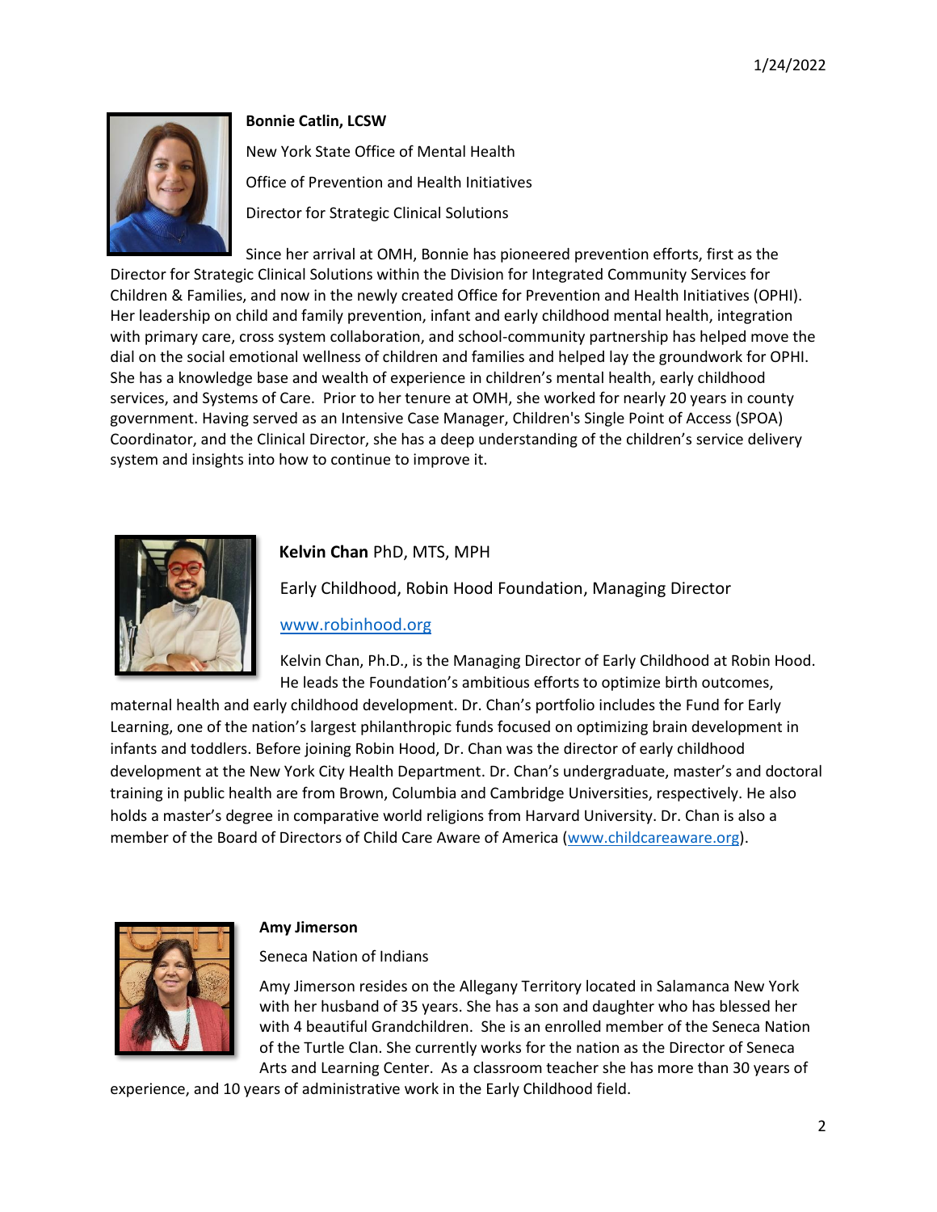**Bonnie Catlin, LCSW**

New York State Office of Mental Health

Office of Prevention and Health Initiatives

Director for Strategic Clinical Solutions

Since her arrival at OMH, Bonnie has pioneered prevention efforts, first as the Director for Strategic Clinical Solutions within the Division for Integrated Community Services for Children & Families, and now in the newly created Office for Prevention and Health Initiatives (OPHI). Her leadership on child and family prevention, infant and early childhood mental health, integration with primary care, cross system collaboration, and school-community partnership has helped move the dial on the social emotional wellness of children and families and helped lay the groundwork for OPHI. She has a knowledge base and wealth of experience in children's mental health, early childhood services, and Systems of Care. Prior to her tenure at OMH, she worked for nearly 20 years in county government. Having served as an Intensive Case Manager, Children's Single Point of Access (SPOA) Coordinator, and the Clinical Director, she has a deep understanding of the children's service delivery system and insights into how to continue to improve it.

**Kelvin Chan** PhD, MTS, MPH

Early Childhood, Robin Hood Foundation, Managing Director

[www.robinhood.org](http://www.robinhood.org)

Kelvin Chan, Ph.D., is the Managing Director of Early Childhood at Robin Hood. He leads the Foundation's ambitious efforts to optimize birth outcomes, maternal health and early childhood development. Dr. Chan's portfolio includes the Fund for Early Learning, one of the nation's largest philanthropic funds focused on optimizing brain development in infants and toddlers. Before joining Robin Hood, Dr. Chan was the director of early childhood development at the New York City Health Department. Dr. Chan's undergraduate, master's and doctoral training in public health are from Brown, Columbia and Cambridge Universities, respectively. He also holds a master's degree in comparative world religions from Harvard University. Dr. Chan is also a member of the Board of Directors of Child Care Aware of America ([www.childcareaware.org](http://www.childcareaware.org)).

**Amy Jimerson**

Seneca Nation of Indians

Amy Jimerson resides on the Allegany Territory located in Salamanca New York with her husband of 35 years. She has a son and daughter who has blessed her with 4 beautiful Grandchildren. She is an enrolled member of the Seneca Nation of the Turtle Clan. She currently works for the nation as the Director of Seneca Arts and Learning Center. As a classroom teacher she has more than 30 years of experience, and 10 years of administrative work in the Early Childhood field.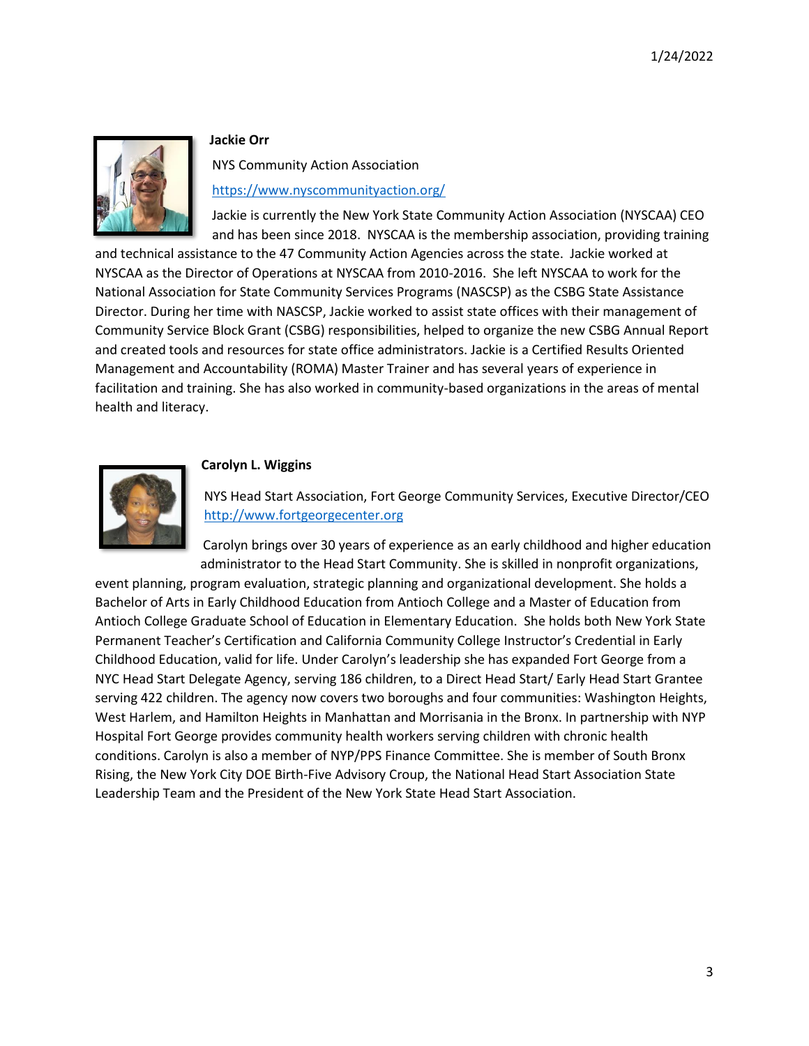**Jackie Orr**

NYS Community Action Association

https://www.nyscommunityaction.org/

Jackie is currently the New York State Community Action Association (NYSCAA) CEO and has been since 2018. NYSCAA is the membership association, providing training and technical assistance to the 47 Community Action Agencies across the state. Jackie worked at NYSCAA as the Director of Operations at NYSCAA from 2010-2016. She left NYSCAA to work for the National Association for State Community Services Programs (NASCSP) as the CSBG State Assistance Director. During her time with NASCSP, Jackie worked to assist state offices with their management of Community Service Block Grant (CSBG) responsibilities, helped to organize the new CSBG Annual Report and created tools and resources for state office administrators. Jackie is a Certified Results Oriented Management and Accountability (ROMA) Master Trainer and has several years of experience in facilitation and training. She has also worked in community-based organizations in the areas of mental health and literacy.

**Carolyn L. Wiggins**

NYS Head Start Association, Fort George Community Services, Executive Director/CEO
http://www.fortgeorgecenter.org

Carolyn brings over 30 years of experience as an early childhood and higher education administrator to the Head Start Community. She is skilled in nonprofit organizations, event planning, program evaluation, strategic planning and organizational development. She holds a Bachelor of Arts in Early Childhood Education from Antioch College and a Master of Education from Antioch College Graduate School of Education in Elementary Education. She holds both New York State Permanent Teacher's Certification and California Community College Instructor's Credential in Early Childhood Education, valid for life. Under Carolyn's leadership she has expanded Fort George from a NYC Head Start Delegate Agency, serving 186 children, to a Direct Head Start/ Early Head Start Grantee serving 422 children. The agency now covers two boroughs and four communities: Washington Heights, West Harlem, and Hamilton Heights in Manhattan and Morrisania in the Bronx. In partnership with NYP Hospital Fort George provides community health workers serving children with chronic health conditions. Carolyn is also a member of NYP/PPS Finance Committee. She is member of South Bronx Rising, the New York City DOE Birth-Five Advisory Croup, the National Head Start Association State Leadership Team and the President of the New York State Head Start Association.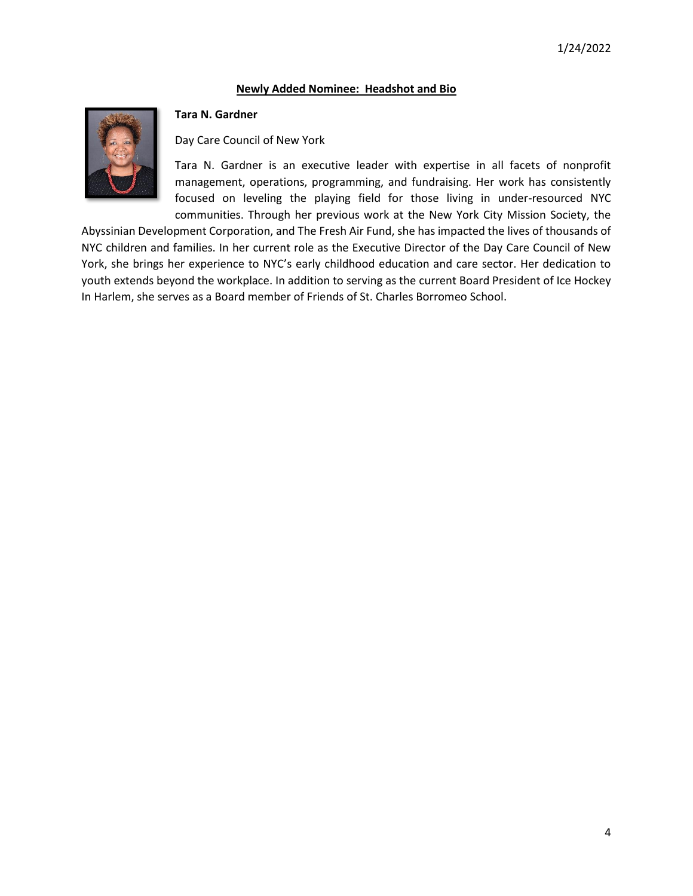1/24/2022

**Newly Added Nominee: Headshot and Bio**

**Tara N. Gardner**

Day Care Council of New York

Tara N. Gardner is an executive leader with expertise in all facets of nonprofit management, operations, programming, and fundraising. Her work has consistently focused on leveling the playing field for those living in under-resourced NYC communities. Through her previous work at the New York City Mission Society, the Abyssinian Development Corporation, and The Fresh Air Fund, she has impacted the lives of thousands of NYC children and families. In her current role as the Executive Director of the Day Care Council of New York, she brings her experience to NYC's early childhood education and care sector. Her dedication to youth extends beyond the workplace. In addition to serving as the current Board President of Ice Hockey In Harlem, she serves as a Board member of Friends of St. Charles Borromeo School.